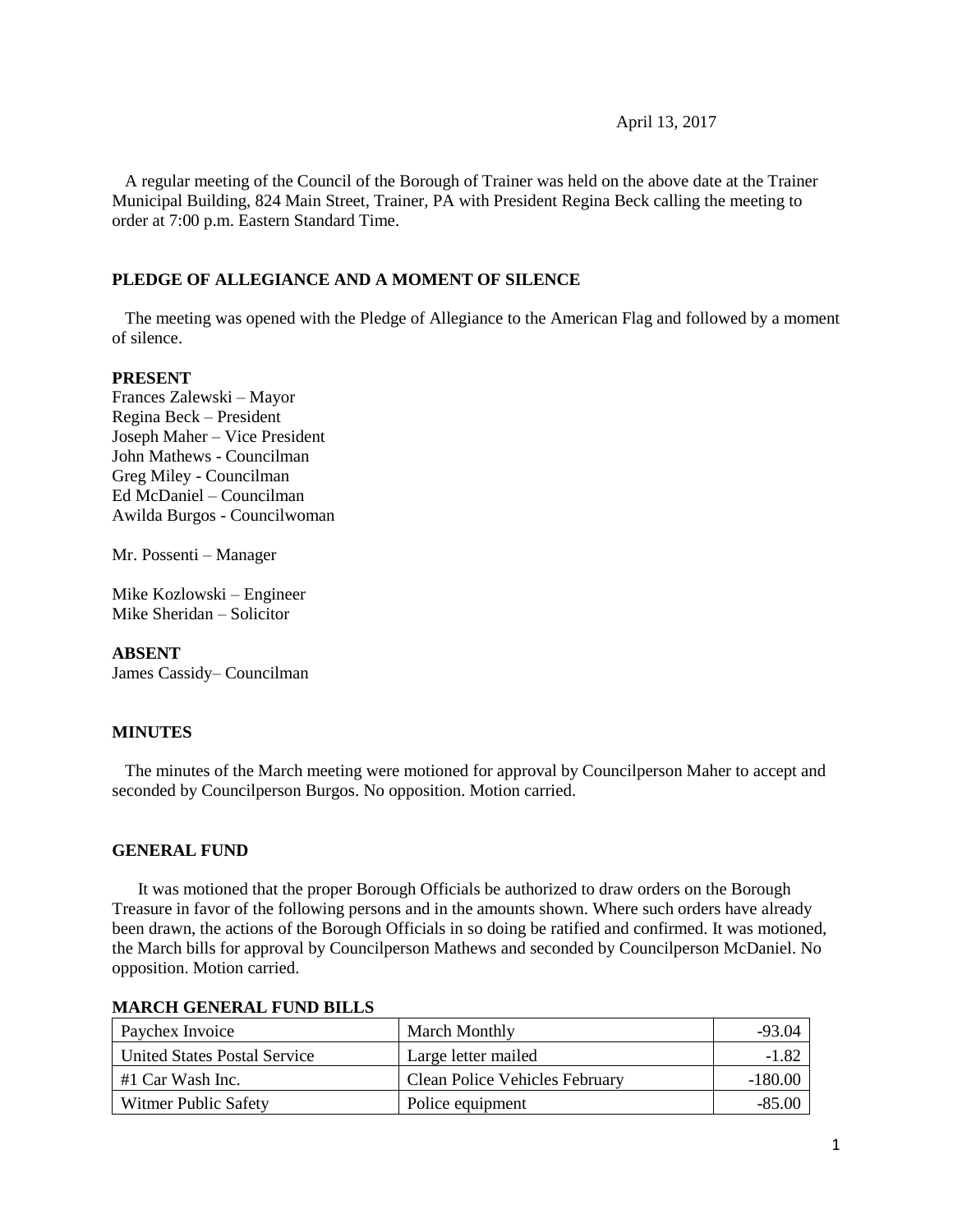April 13, 2017

A regular meeting of the Council of the Borough of Trainer was held on the above date at the Trainer Municipal Building, 824 Main Street, Trainer, PA with President Regina Beck calling the meeting to order at 7:00 p.m. Eastern Standard Time.

## PLEDGE OF ALLEGIANCE AND A MOMENT OF SILENCE

The meeting was opened with the Pledge of Allegiance to the American Flag and followed by a moment of silence.

**PRESENT**

Frances Zalewski – Mayor
Regina Beck – President
Joseph Maher – Vice President
John Mathews - Councilman
Greg Miley - Councilman
Ed McDaniel – Councilman
Awilda Burgos - Councilwoman

Mr. Possenti – Manager

Mike Kozlowski – Engineer
Mike Sheridan – Solicitor

**ABSENT**

James Cassidy– Councilman

## MINUTES

The minutes of the March meeting were motioned for approval by Councilperson Maher to accept and seconded by Councilperson Burgos. No opposition. Motion carried.

## GENERAL FUND

It was motioned that the proper Borough Officials be authorized to draw orders on the Borough Treasure in favor of the following persons and in the amounts shown. Where such orders have already been drawn, the actions of the Borough Officials in so doing be ratified and confirmed. It was motioned, the March bills for approval by Councilperson Mathews and seconded by Councilperson McDaniel. No opposition. Motion carried.

**MARCH GENERAL FUND BILLS**

| | | |
|---|---|---|
| Paychex Invoice | March Monthly | -93.04 |
| United States Postal Service | Large letter mailed | -1.82 |
| #1 Car Wash Inc. | Clean Police Vehicles February | -180.00 |
| Witmer Public Safety | Police equipment | -85.00 |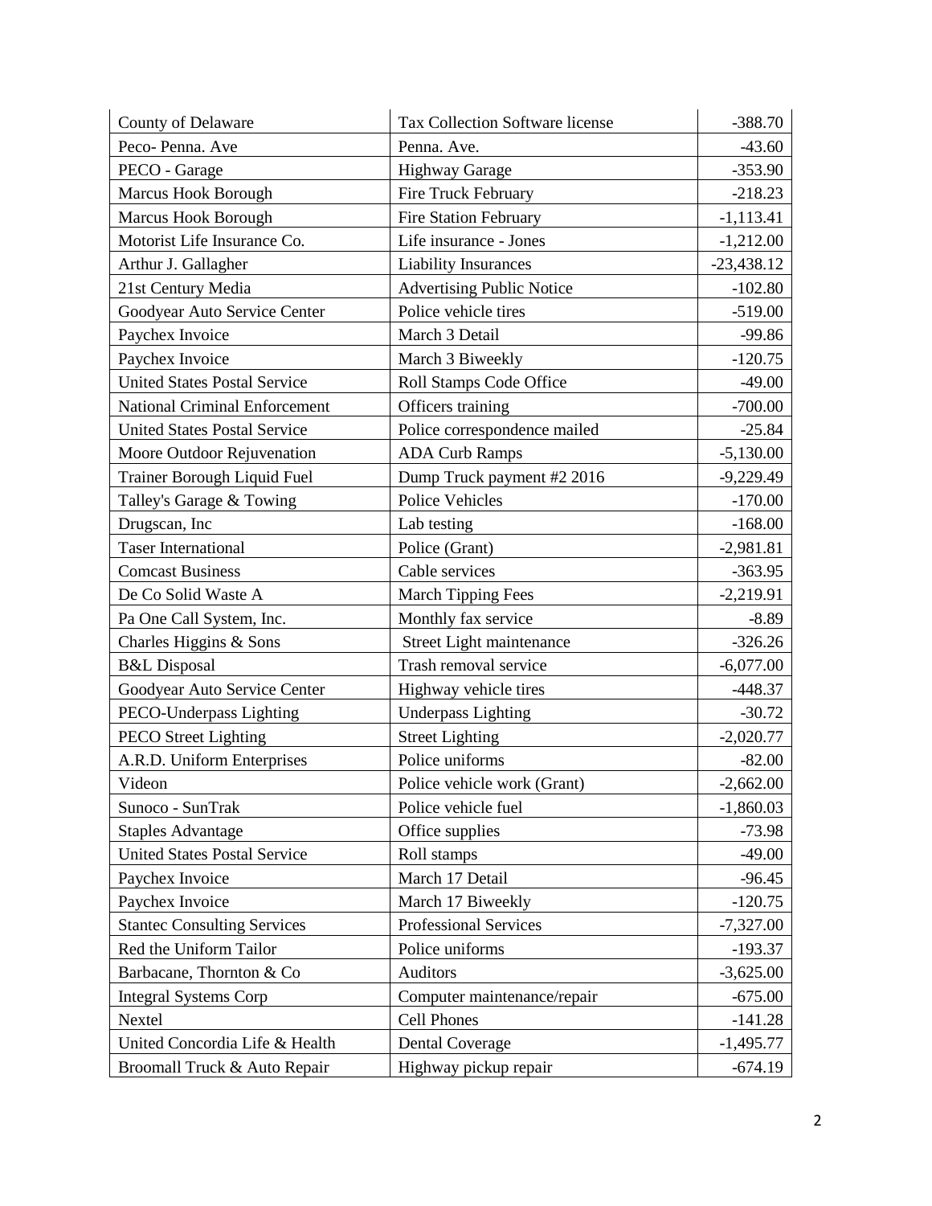| | | |
|---|---|---|
| County of Delaware | Tax Collection Software license | -388.70 |
| Peco- Penna. Ave | Penna. Ave. | -43.60 |
| PECO - Garage | Highway Garage | -353.90 |
| Marcus Hook Borough | Fire Truck February | -218.23 |
| Marcus Hook Borough | Fire Station February | -1,113.41 |
| Motorist Life Insurance Co. | Life insurance - Jones | -1,212.00 |
| Arthur J. Gallagher | Liability Insurances | -23,438.12 |
| 21st Century Media | Advertising Public Notice | -102.80 |
| Goodyear Auto Service Center | Police vehicle tires | -519.00 |
| Paychex Invoice | March 3 Detail | -99.86 |
| Paychex Invoice | March 3 Biweekly | -120.75 |
| United States Postal Service | Roll Stamps Code Office | -49.00 |
| National Criminal Enforcement | Officers training | -700.00 |
| United States Postal Service | Police correspondence mailed | -25.84 |
| Moore Outdoor Rejuvenation | ADA Curb Ramps | -5,130.00 |
| Trainer Borough Liquid Fuel | Dump Truck payment #2 2016 | -9,229.49 |
| Talley's Garage & Towing | Police Vehicles | -170.00 |
| Drugscan, Inc | Lab testing | -168.00 |
| Taser International | Police (Grant) | -2,981.81 |
| Comcast Business | Cable services | -363.95 |
| De Co Solid Waste A | March Tipping Fees | -2,219.91 |
| Pa One Call System, Inc. | Monthly fax service | -8.89 |
| Charles Higgins & Sons | Street Light maintenance | -326.26 |
| B&L Disposal | Trash removal service | -6,077.00 |
| Goodyear Auto Service Center | Highway vehicle tires | -448.37 |
| PECO-Underpass Lighting | Underpass Lighting | -30.72 |
| PECO Street Lighting | Street Lighting | -2,020.77 |
| A.R.D. Uniform Enterprises | Police uniforms | -82.00 |
| Videon | Police vehicle work (Grant) | -2,662.00 |
| Sunoco - SunTrak | Police vehicle fuel | -1,860.03 |
| Staples Advantage | Office supplies | -73.98 |
| United States Postal Service | Roll stamps | -49.00 |
| Paychex Invoice | March 17 Detail | -96.45 |
| Paychex Invoice | March 17 Biweekly | -120.75 |
| Stantec Consulting Services | Professional Services | -7,327.00 |
| Red the Uniform Tailor | Police uniforms | -193.37 |
| Barbacane, Thornton & Co | Auditors | -3,625.00 |
| Integral Systems Corp | Computer maintenance/repair | -675.00 |
| Nextel | Cell Phones | -141.28 |
| United Concordia Life & Health | Dental Coverage | -1,495.77 |
| Broomall Truck & Auto Repair | Highway pickup repair | -674.19 |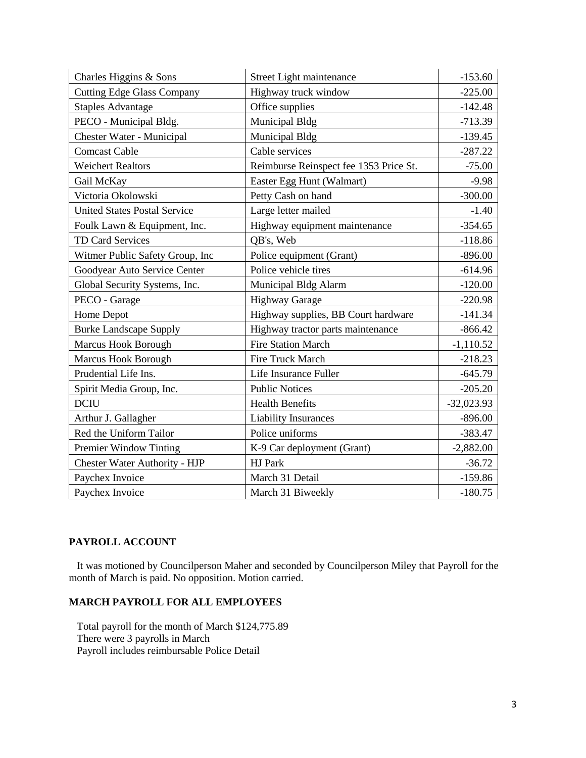| Charles Higgins & Sons | Street Light maintenance | -153.60 |
|---|---|---|
| Cutting Edge Glass Company | Highway truck window | -225.00 |
| Staples Advantage | Office supplies | -142.48 |
| PECO - Municipal Bldg. | Municipal Bldg | -713.39 |
| Chester Water - Municipal | Municipal Bldg | -139.45 |
| Comcast Cable | Cable services | -287.22 |
| Weichert Realtors | Reimburse Reinspect fee 1353 Price St. | -75.00 |
| Gail McKay | Easter Egg Hunt (Walmart) | -9.98 |
| Victoria Okolowski | Petty Cash on hand | -300.00 |
| United States Postal Service | Large letter mailed | -1.40 |
| Foulk Lawn & Equipment, Inc. | Highway equipment maintenance | -354.65 |
| TD Card Services | QB's, Web | -118.86 |
| Witmer Public Safety Group, Inc | Police equipment (Grant) | -896.00 |
| Goodyear Auto Service Center | Police vehicle tires | -614.96 |
| Global Security Systems, Inc. | Municipal Bldg Alarm | -120.00 |
| PECO - Garage | Highway Garage | -220.98 |
| Home Depot | Highway supplies, BB Court hardware | -141.34 |
| Burke Landscape Supply | Highway tractor parts maintenance | -866.42 |
| Marcus Hook Borough | Fire Station March | -1,110.52 |
| Marcus Hook Borough | Fire Truck March | -218.23 |
| Prudential Life Ins. | Life Insurance Fuller | -645.79 |
| Spirit Media Group, Inc. | Public Notices | -205.20 |
| DCIU | Health Benefits | -32,023.93 |
| Arthur J. Gallagher | Liability Insurances | -896.00 |
| Red the Uniform Tailor | Police uniforms | -383.47 |
| Premier Window Tinting | K-9 Car deployment (Grant) | -2,882.00 |
| Chester Water Authority - HJP | HJ Park | -36.72 |
| Paychex Invoice | March 31 Detail | -159.86 |
| Paychex Invoice | March 31 Biweekly | -180.75 |

**PAYROLL ACCOUNT**

It was motioned by Councilperson Maher and seconded by Councilperson Miley that Payroll for the month of March is paid. No opposition. Motion carried.

**MARCH PAYROLL FOR ALL EMPLOYEES**

Total payroll for the month of March $124,775.89
There were 3 payrolls in March
Payroll includes reimbursable Police Detail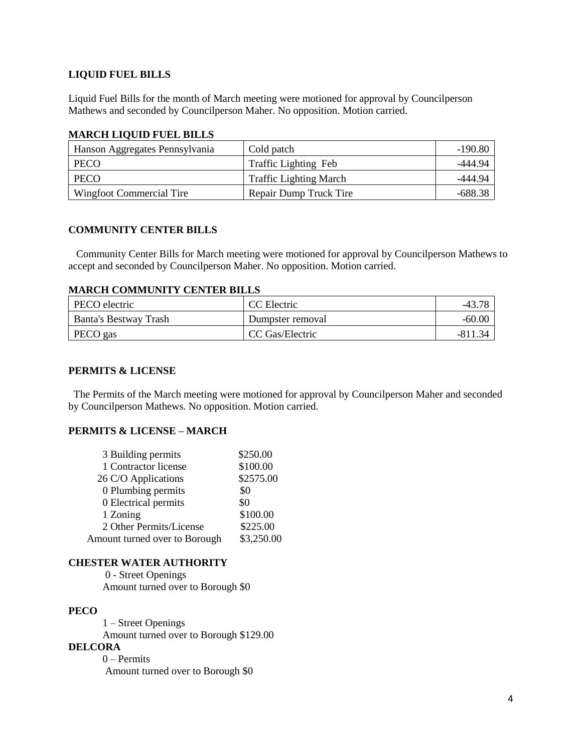### LIQUID FUEL BILLS

Liquid Fuel Bills for the month of March meeting were motioned for approval by Councilperson Mathews and seconded by Councilperson Maher. No opposition. Motion carried.

### MARCH LIQUID FUEL BILLS

| | | |
|---|---|---|
| Hanson Aggregates Pennsylvania | Cold patch | -190.80 |
| PECO | Traffic Lighting Feb | -444.94 |
| PECO | Traffic Lighting March | -444.94 |
| Wingfoot Commercial Tire | Repair Dump Truck Tire | -688.38 |

### COMMUNITY CENTER BILLS

Community Center Bills for March meeting were motioned for approval by Councilperson Mathews to accept and seconded by Councilperson Maher. No opposition. Motion carried.

### MARCH COMMUNITY CENTER BILLS

| | | |
|---|---|---|
| PECO electric | CC Electric | -43.78 |
| Banta's Bestway Trash | Dumpster removal | -60.00 |
| PECO gas | CC Gas/Electric | -811.34 |

### PERMITS & LICENSE

The Permits of the March meeting were motioned for approval by Councilperson Maher and seconded by Councilperson Mathews. No opposition. Motion carried.

### PERMITS & LICENSE – MARCH

| | |
|---|---|
| 3 Building permits | \$250.00 |
| 1 Contractor license | \$100.00 |
| 26 C/O Applications | \$2575.00 |
| 0 Plumbing permits | \$0 |
| 0 Electrical permits | \$0 |
| 1 Zoning | \$100.00 |
| 2 Other Permits/License | \$225.00 |
| Amount turned over to Borough | \$3,250.00 |

### CHESTER WATER AUTHORITY

0 - Street Openings
Amount turned over to Borough \$0

### PECO

1 – Street Openings
Amount turned over to Borough \$129.00

### DELCORA

0 – Permits
Amount turned over to Borough \$0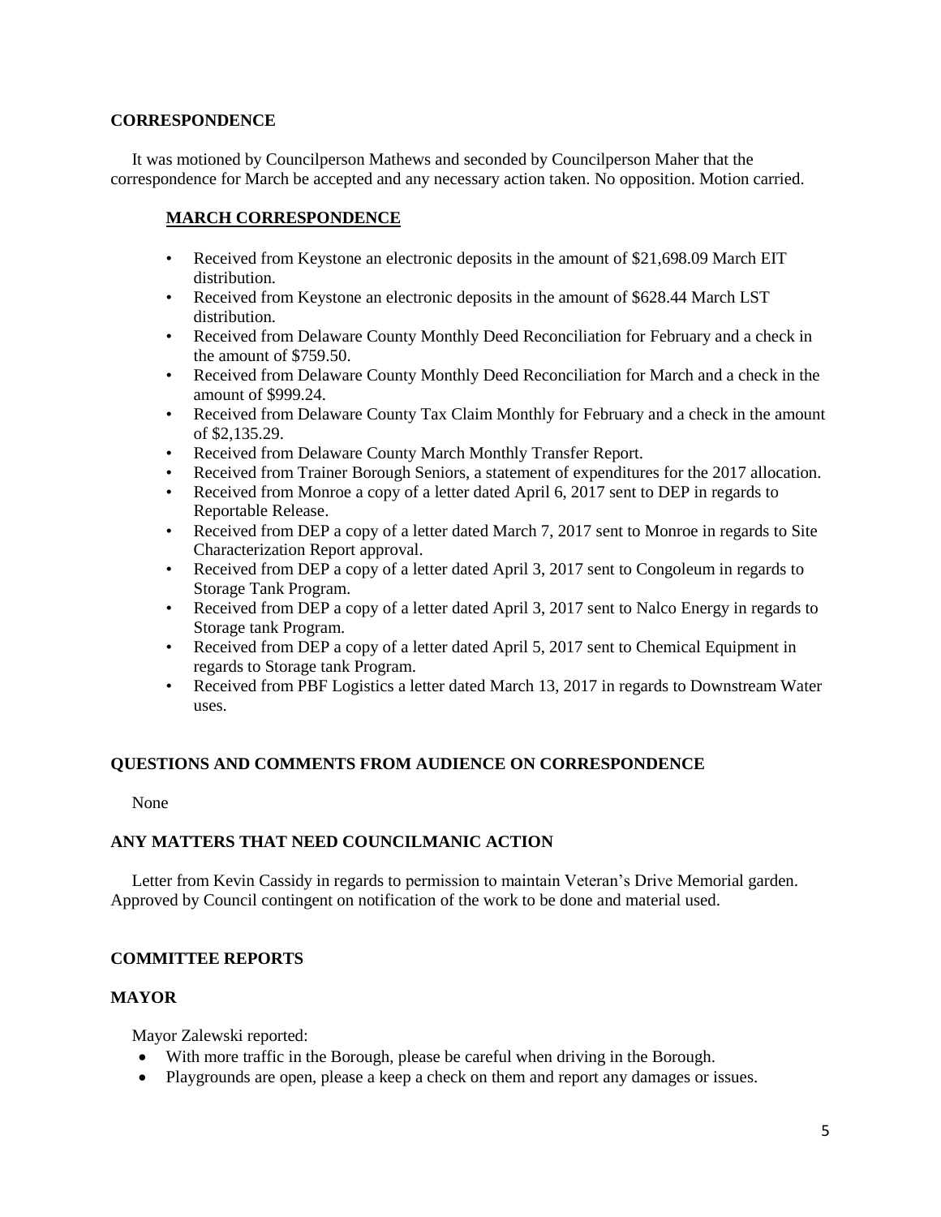## CORRESPONDENCE

It was motioned by Councilperson Mathews and seconded by Councilperson Maher that the correspondence for March be accepted and any necessary action taken. No opposition. Motion carried.

### MARCH CORRESPONDENCE

- Received from Keystone an electronic deposits in the amount of $21,698.09 March EIT distribution.
- Received from Keystone an electronic deposits in the amount of $628.44 March LST distribution.
- Received from Delaware County Monthly Deed Reconciliation for February and a check in the amount of $759.50.
- Received from Delaware County Monthly Deed Reconciliation for March and a check in the amount of $999.24.
- Received from Delaware County Tax Claim Monthly for February and a check in the amount of $2,135.29.
- Received from Delaware County March Monthly Transfer Report.
- Received from Trainer Borough Seniors, a statement of expenditures for the 2017 allocation.
- Received from Monroe a copy of a letter dated April 6, 2017 sent to DEP in regards to Reportable Release.
- Received from DEP a copy of a letter dated March 7, 2017 sent to Monroe in regards to Site Characterization Report approval.
- Received from DEP a copy of a letter dated April 3, 2017 sent to Congoleum in regards to Storage Tank Program.
- Received from DEP a copy of a letter dated April 3, 2017 sent to Nalco Energy in regards to Storage tank Program.
- Received from DEP a copy of a letter dated April 5, 2017 sent to Chemical Equipment in regards to Storage tank Program.
- Received from PBF Logistics a letter dated March 13, 2017 in regards to Downstream Water uses.

## QUESTIONS AND COMMENTS FROM AUDIENCE ON CORRESPONDENCE

None

## ANY MATTERS THAT NEED COUNCILMANIC ACTION

Letter from Kevin Cassidy in regards to permission to maintain Veteran's Drive Memorial garden. Approved by Council contingent on notification of the work to be done and material used.

## COMMITTEE REPORTS

## MAYOR

Mayor Zalewski reported:

- With more traffic in the Borough, please be careful when driving in the Borough.
- Playgrounds are open, please a keep a check on them and report any damages or issues.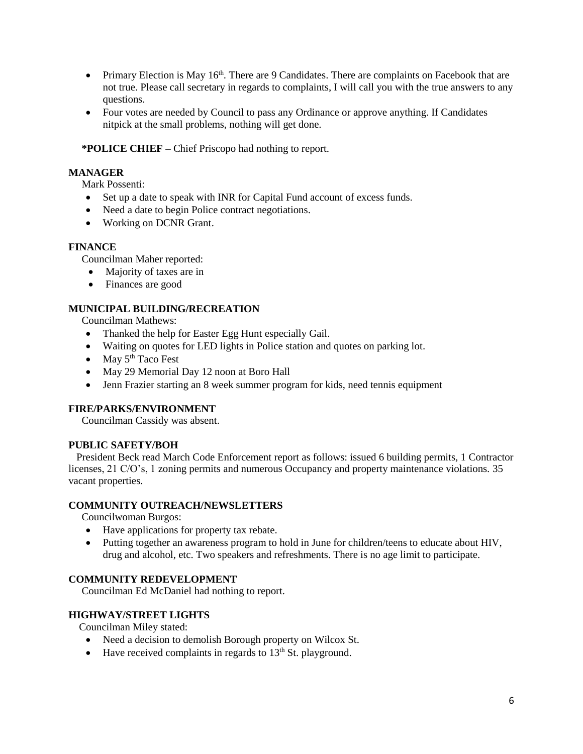- Primary Election is May 16th. There are 9 Candidates. There are complaints on Facebook that are not true. Please call secretary in regards to complaints, I will call you with the true answers to any questions.
- Four votes are needed by Council to pass any Ordinance or approve anything. If Candidates nitpick at the small problems, nothing will get done.

**\*POLICE CHIEF –** Chief Priscopo had nothing to report.

**MANAGER**

Mark Possenti:

- Set up a date to speak with INR for Capital Fund account of excess funds.
- Need a date to begin Police contract negotiations.
- Working on DCNR Grant.

**FINANCE**

Councilman Maher reported:

- Majority of taxes are in
- Finances are good

**MUNICIPAL BUILDING/RECREATION**

Councilman Mathews:

- Thanked the help for Easter Egg Hunt especially Gail.
- Waiting on quotes for LED lights in Police station and quotes on parking lot.
- May 5th Taco Fest
- May 29 Memorial Day 12 noon at Boro Hall
- Jenn Frazier starting an 8 week summer program for kids, need tennis equipment

**FIRE/PARKS/ENVIRONMENT**

Councilman Cassidy was absent.

**PUBLIC SAFETY/BOH**

President Beck read March Code Enforcement report as follows: issued 6 building permits, 1 Contractor licenses, 21 C/O's, 1 zoning permits and numerous Occupancy and property maintenance violations. 35 vacant properties.

**COMMUNITY OUTREACH/NEWSLETTERS**

Councilwoman Burgos:

- Have applications for property tax rebate.
- Putting together an awareness program to hold in June for children/teens to educate about HIV, drug and alcohol, etc. Two speakers and refreshments. There is no age limit to participate.

**COMMUNITY REDEVELOPMENT**

Councilman Ed McDaniel had nothing to report.

**HIGHWAY/STREET LIGHTS**

Councilman Miley stated:

- Need a decision to demolish Borough property on Wilcox St.
- Have received complaints in regards to 13th St. playground.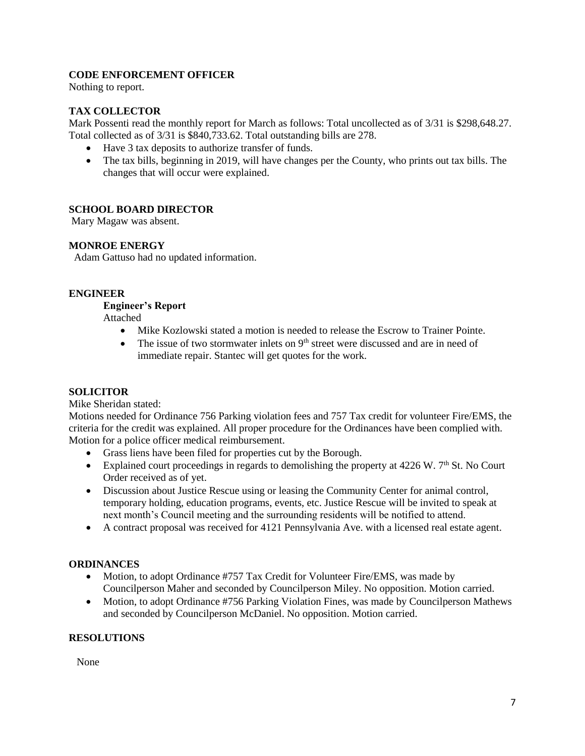**CODE ENFORCEMENT OFFICER**

Nothing to report.

**TAX COLLECTOR**

Mark Possenti read the monthly report for March as follows: Total uncollected as of 3/31 is $298,648.27. Total collected as of 3/31 is $840,733.62. Total outstanding bills are 278.

- Have 3 tax deposits to authorize transfer of funds.
- The tax bills, beginning in 2019, will have changes per the County, who prints out tax bills. The changes that will occur were explained.

**SCHOOL BOARD DIRECTOR**

Mary Magaw was absent.

**MONROE ENERGY**

Adam Gattuso had no updated information.

**ENGINEER**

**Engineer's Report**

Attached

- Mike Kozlowski stated a motion is needed to release the Escrow to Trainer Pointe.
- The issue of two stormwater inlets on 9th street were discussed and are in need of immediate repair. Stantec will get quotes for the work.

**SOLICITOR**

Mike Sheridan stated:

Motions needed for Ordinance 756 Parking violation fees and 757 Tax credit for volunteer Fire/EMS, the criteria for the credit was explained. All proper procedure for the Ordinances have been complied with. Motion for a police officer medical reimbursement.

- Grass liens have been filed for properties cut by the Borough.
- Explained court proceedings in regards to demolishing the property at 4226 W. 7th St. No Court Order received as of yet.
- Discussion about Justice Rescue using or leasing the Community Center for animal control, temporary holding, education programs, events, etc. Justice Rescue will be invited to speak at next month's Council meeting and the surrounding residents will be notified to attend.
- A contract proposal was received for 4121 Pennsylvania Ave. with a licensed real estate agent.

**ORDINANCES**

- Motion, to adopt Ordinance #757 Tax Credit for Volunteer Fire/EMS, was made by Councilperson Maher and seconded by Councilperson Miley. No opposition. Motion carried.
- Motion, to adopt Ordinance #756 Parking Violation Fines, was made by Councilperson Mathews and seconded by Councilperson McDaniel. No opposition. Motion carried.

**RESOLUTIONS**

None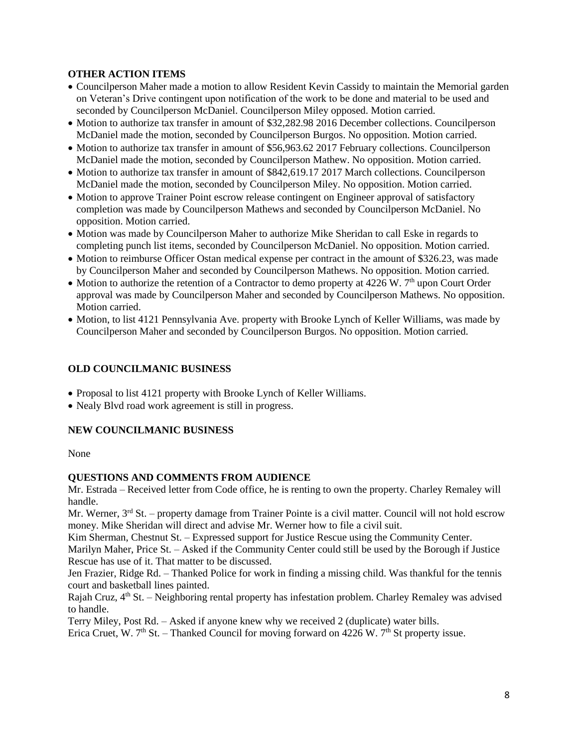## OTHER ACTION ITEMS

- Councilperson Maher made a motion to allow Resident Kevin Cassidy to maintain the Memorial garden on Veteran's Drive contingent upon notification of the work to be done and material to be used and seconded by Councilperson McDaniel. Councilperson Miley opposed. Motion carried.
- Motion to authorize tax transfer in amount of $32,282.98 2016 December collections. Councilperson McDaniel made the motion, seconded by Councilperson Burgos. No opposition. Motion carried.
- Motion to authorize tax transfer in amount of $56,963.62 2017 February collections. Councilperson McDaniel made the motion, seconded by Councilperson Mathew. No opposition. Motion carried.
- Motion to authorize tax transfer in amount of $842,619.17 2017 March collections. Councilperson McDaniel made the motion, seconded by Councilperson Miley. No opposition. Motion carried.
- Motion to approve Trainer Point escrow release contingent on Engineer approval of satisfactory completion was made by Councilperson Mathews and seconded by Councilperson McDaniel. No opposition. Motion carried.
- Motion was made by Councilperson Maher to authorize Mike Sheridan to call Eske in regards to completing punch list items, seconded by Councilperson McDaniel. No opposition. Motion carried.
- Motion to reimburse Officer Ostan medical expense per contract in the amount of $326.23, was made by Councilperson Maher and seconded by Councilperson Mathews. No opposition. Motion carried.
- Motion to authorize the retention of a Contractor to demo property at 4226 W. 7th upon Court Order approval was made by Councilperson Maher and seconded by Councilperson Mathews. No opposition. Motion carried.
- Motion, to list 4121 Pennsylvania Ave. property with Brooke Lynch of Keller Williams, was made by Councilperson Maher and seconded by Councilperson Burgos. No opposition. Motion carried.

## OLD COUNCILMANIC BUSINESS

- Proposal to list 4121 property with Brooke Lynch of Keller Williams.
- Nealy Blvd road work agreement is still in progress.

## NEW COUNCILMANIC BUSINESS

None

## QUESTIONS AND COMMENTS FROM AUDIENCE

Mr. Estrada – Received letter from Code office, he is renting to own the property. Charley Remaley will handle.

Mr. Werner, 3rd St. – property damage from Trainer Pointe is a civil matter. Council will not hold escrow money. Mike Sheridan will direct and advise Mr. Werner how to file a civil suit.

Kim Sherman, Chestnut St. – Expressed support for Justice Rescue using the Community Center.

Marilyn Maher, Price St. – Asked if the Community Center could still be used by the Borough if Justice Rescue has use of it. That matter to be discussed.

Jen Frazier, Ridge Rd. – Thanked Police for work in finding a missing child. Was thankful for the tennis court and basketball lines painted.

Rajah Cruz, 4th St. – Neighboring rental property has infestation problem. Charley Remaley was advised to handle.

Terry Miley, Post Rd. – Asked if anyone knew why we received 2 (duplicate) water bills.

Erica Cruet, W. 7th St. – Thanked Council for moving forward on 4226 W. 7th St property issue.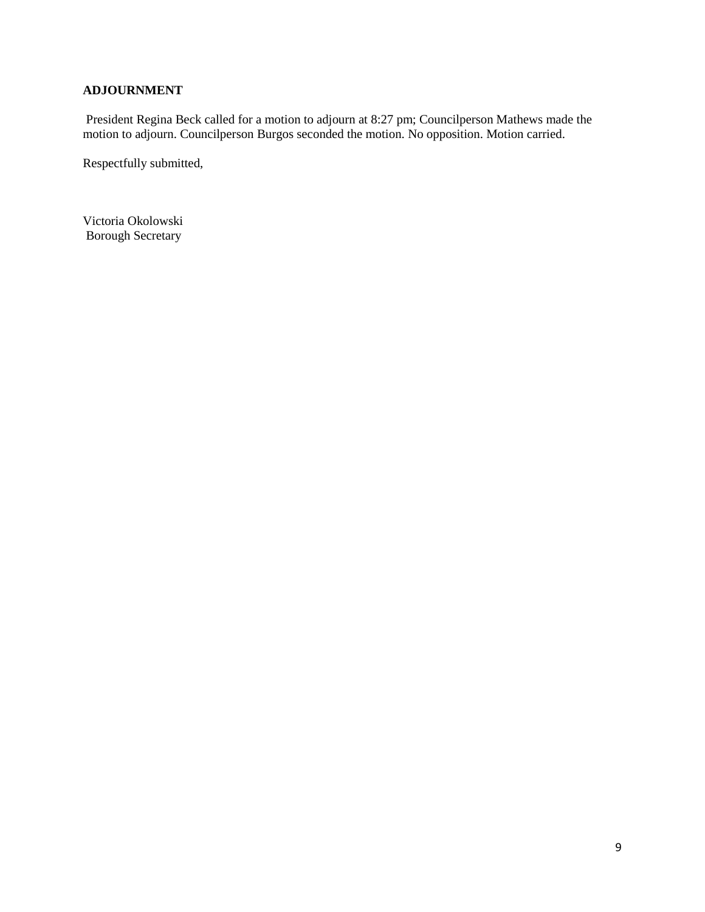**ADJOURNMENT**

President Regina Beck called for a motion to adjourn at 8:27 pm; Councilperson Mathews made the motion to adjourn. Councilperson Burgos seconded the motion. No opposition. Motion carried.

Respectfully submitted,

Victoria Okolowski
Borough Secretary